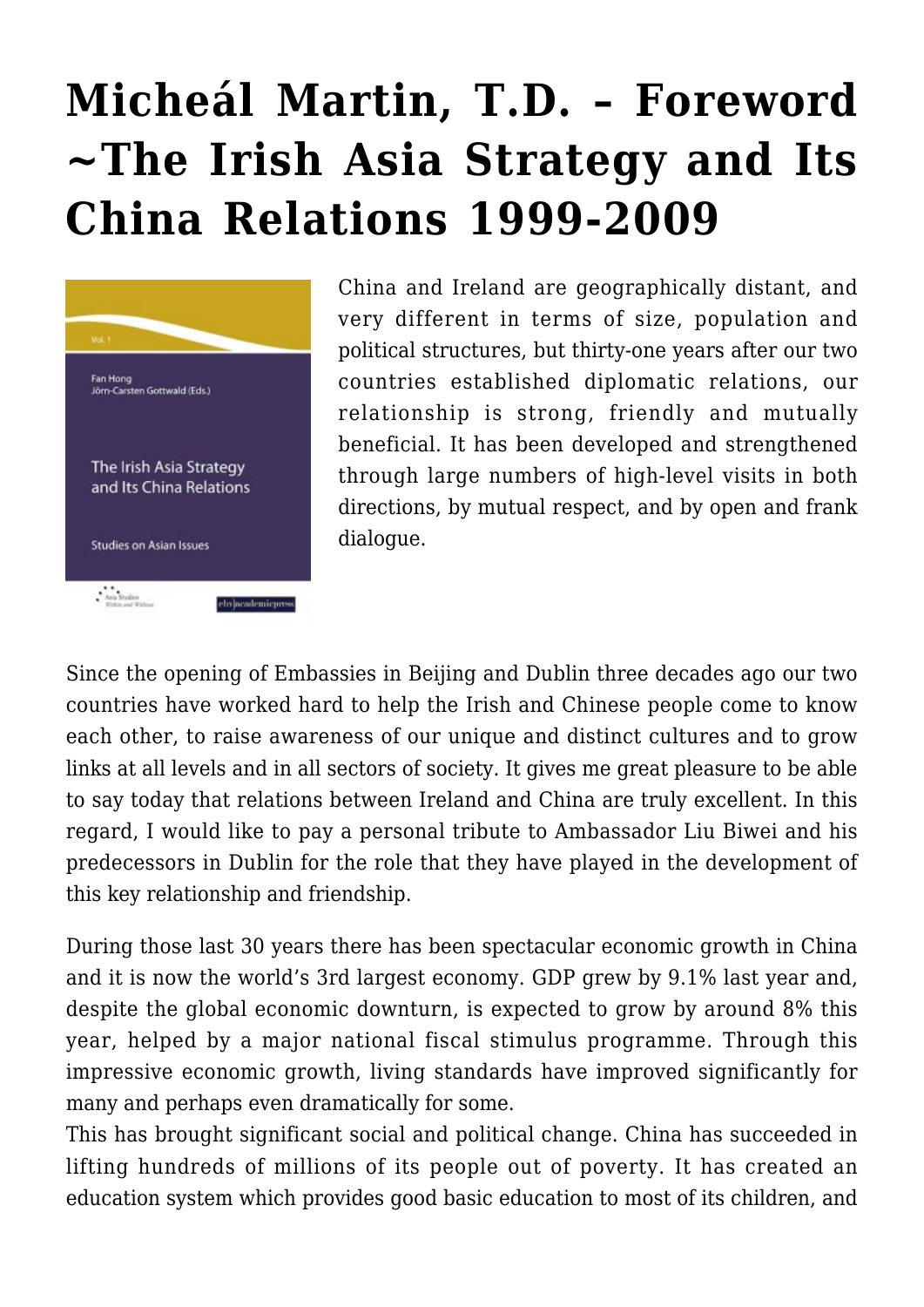# Micheál Martin, T.D. – Foreword ~The Irish Asia Strategy and Its China Relations 1999-2009

China and Ireland are geographically distant, and very different in terms of size, population and political structures, but thirty-one years after our two countries established diplomatic relations, our relationship is strong, friendly and mutually beneficial. It has been developed and strengthened through large numbers of high-level visits in both directions, by mutual respect, and by open and frank dialogue.

Since the opening of Embassies in Beijing and Dublin three decades ago our two countries have worked hard to help the Irish and Chinese people come to know each other, to raise awareness of our unique and distinct cultures and to grow links at all levels and in all sectors of society. It gives me great pleasure to be able to say today that relations between Ireland and China are truly excellent. In this regard, I would like to pay a personal tribute to Ambassador Liu Biwei and his predecessors in Dublin for the role that they have played in the development of this key relationship and friendship.

During those last 30 years there has been spectacular economic growth in China and it is now the world's 3rd largest economy. GDP grew by 9.1% last year and, despite the global economic downturn, is expected to grow by around 8% this year, helped by a major national fiscal stimulus programme. Through this impressive economic growth, living standards have improved significantly for many and perhaps even dramatically for some.

This has brought significant social and political change. China has succeeded in lifting hundreds of millions of its people out of poverty. It has created an education system which provides good basic education to most of its children, and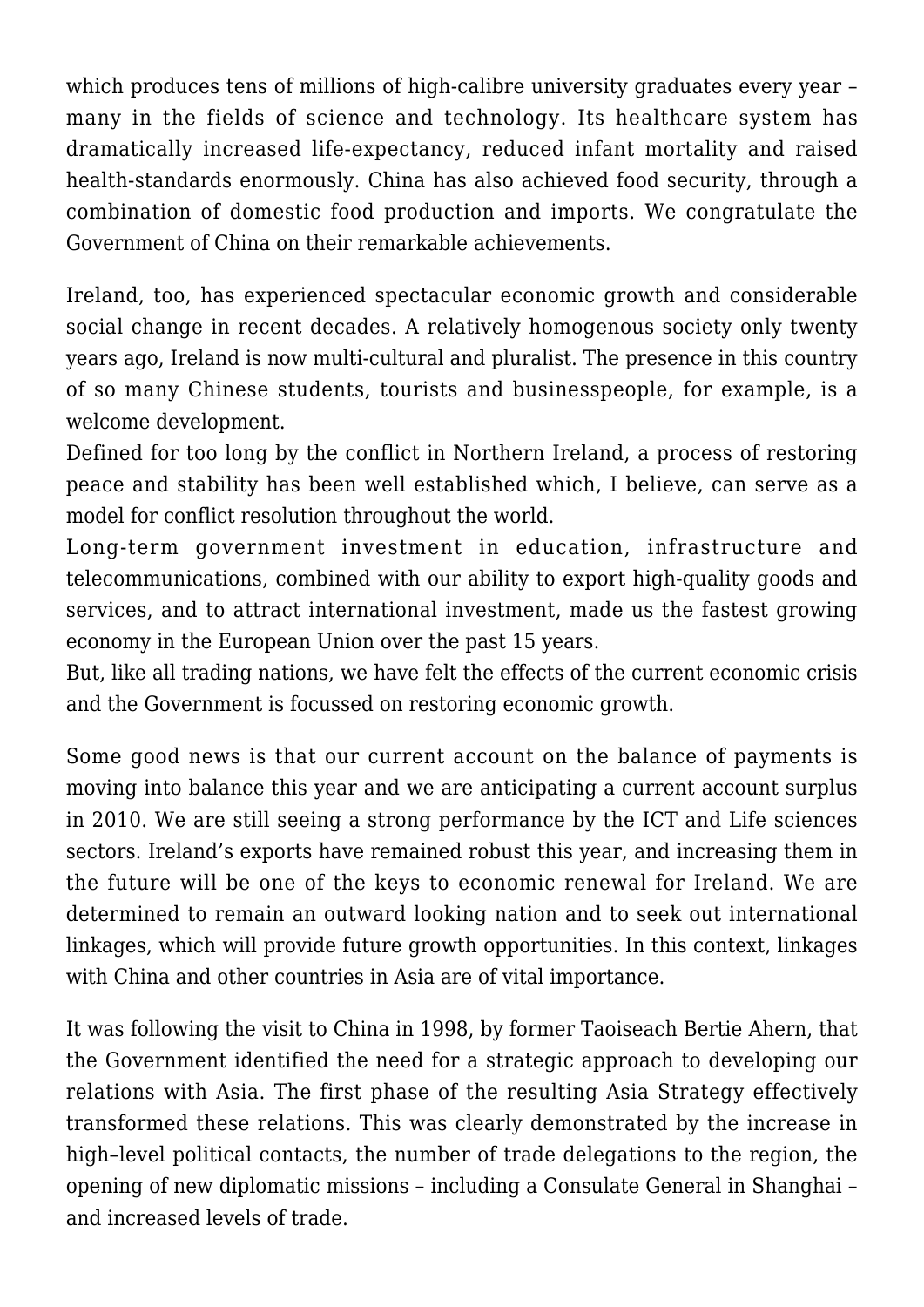which produces tens of millions of high-calibre university graduates every year – many in the fields of science and technology. Its healthcare system has dramatically increased life-expectancy, reduced infant mortality and raised health-standards enormously. China has also achieved food security, through a combination of domestic food production and imports. We congratulate the Government of China on their remarkable achievements.

Ireland, too, has experienced spectacular economic growth and considerable social change in recent decades. A relatively homogenous society only twenty years ago, Ireland is now multi-cultural and pluralist. The presence in this country of so many Chinese students, tourists and businesspeople, for example, is a welcome development.

Defined for too long by the conflict in Northern Ireland, a process of restoring peace and stability has been well established which, I believe, can serve as a model for conflict resolution throughout the world.

Long-term government investment in education, infrastructure and telecommunications, combined with our ability to export high-quality goods and services, and to attract international investment, made us the fastest growing economy in the European Union over the past 15 years.

But, like all trading nations, we have felt the effects of the current economic crisis and the Government is focussed on restoring economic growth.

Some good news is that our current account on the balance of payments is moving into balance this year and we are anticipating a current account surplus in 2010. We are still seeing a strong performance by the ICT and Life sciences sectors. Ireland's exports have remained robust this year, and increasing them in the future will be one of the keys to economic renewal for Ireland. We are determined to remain an outward looking nation and to seek out international linkages, which will provide future growth opportunities. In this context, linkages with China and other countries in Asia are of vital importance.

It was following the visit to China in 1998, by former Taoiseach Bertie Ahern, that the Government identified the need for a strategic approach to developing our relations with Asia. The first phase of the resulting Asia Strategy effectively transformed these relations. This was clearly demonstrated by the increase in high–level political contacts, the number of trade delegations to the region, the opening of new diplomatic missions – including a Consulate General in Shanghai – and increased levels of trade.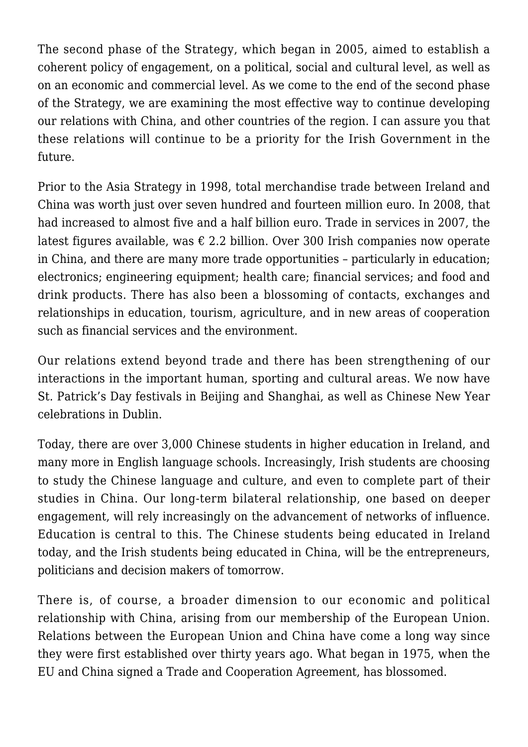The second phase of the Strategy, which began in 2005, aimed to establish a coherent policy of engagement, on a political, social and cultural level, as well as on an economic and commercial level. As we come to the end of the second phase of the Strategy, we are examining the most effective way to continue developing our relations with China, and other countries of the region. I can assure you that these relations will continue to be a priority for the Irish Government in the future.

Prior to the Asia Strategy in 1998, total merchandise trade between Ireland and China was worth just over seven hundred and fourteen million euro. In 2008, that had increased to almost five and a half billion euro. Trade in services in 2007, the latest figures available, was € 2.2 billion. Over 300 Irish companies now operate in China, and there are many more trade opportunities – particularly in education; electronics; engineering equipment; health care; financial services; and food and drink products. There has also been a blossoming of contacts, exchanges and relationships in education, tourism, agriculture, and in new areas of cooperation such as financial services and the environment.

Our relations extend beyond trade and there has been strengthening of our interactions in the important human, sporting and cultural areas. We now have St. Patrick's Day festivals in Beijing and Shanghai, as well as Chinese New Year celebrations in Dublin.

Today, there are over 3,000 Chinese students in higher education in Ireland, and many more in English language schools. Increasingly, Irish students are choosing to study the Chinese language and culture, and even to complete part of their studies in China. Our long-term bilateral relationship, one based on deeper engagement, will rely increasingly on the advancement of networks of influence. Education is central to this. The Chinese students being educated in Ireland today, and the Irish students being educated in China, will be the entrepreneurs, politicians and decision makers of tomorrow.

There is, of course, a broader dimension to our economic and political relationship with China, arising from our membership of the European Union. Relations between the European Union and China have come a long way since they were first established over thirty years ago. What began in 1975, when the EU and China signed a Trade and Cooperation Agreement, has blossomed.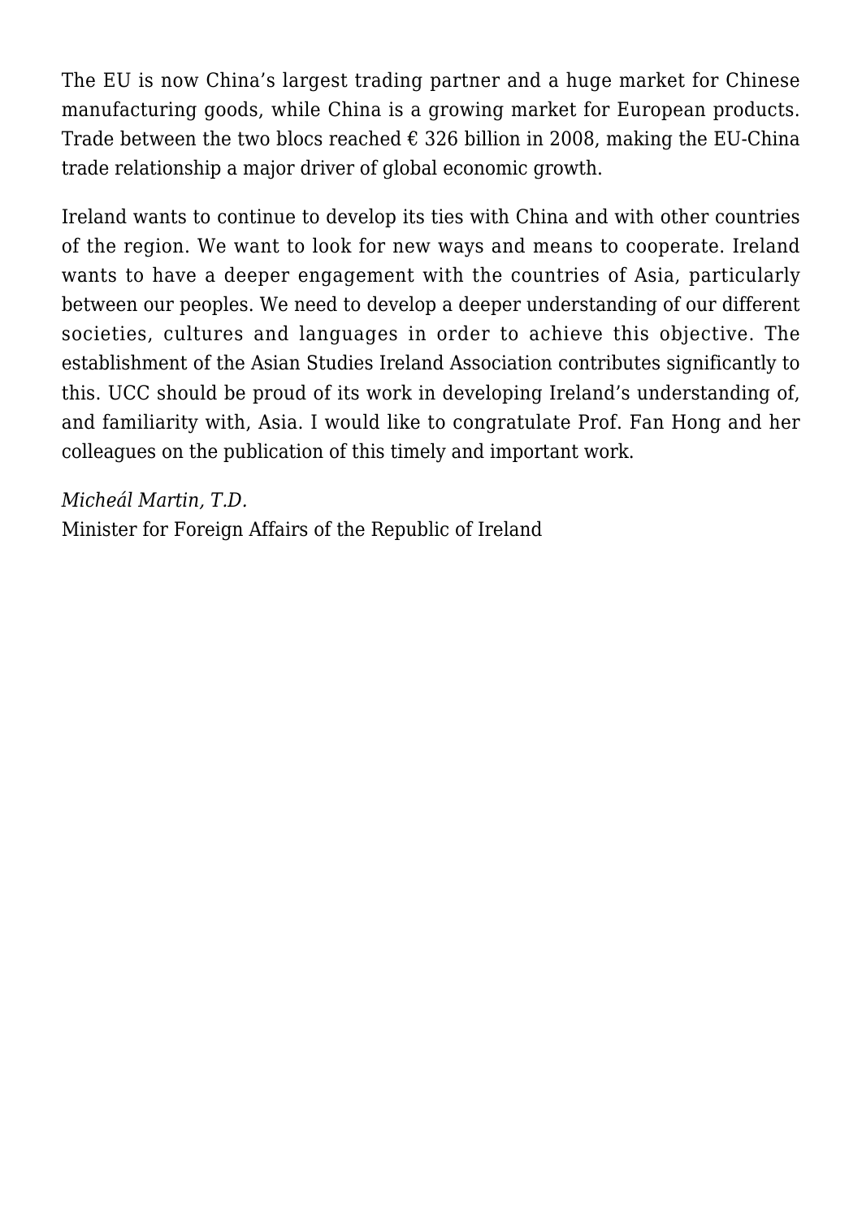The EU is now China's largest trading partner and a huge market for Chinese manufacturing goods, while China is a growing market for European products. Trade between the two blocs reached € 326 billion in 2008, making the EU-China trade relationship a major driver of global economic growth.

Ireland wants to continue to develop its ties with China and with other countries of the region. We want to look for new ways and means to cooperate. Ireland wants to have a deeper engagement with the countries of Asia, particularly between our peoples. We need to develop a deeper understanding of our different societies, cultures and languages in order to achieve this objective. The establishment of the Asian Studies Ireland Association contributes significantly to this. UCC should be proud of its work in developing Ireland's understanding of, and familiarity with, Asia. I would like to congratulate Prof. Fan Hong and her colleagues on the publication of this timely and important work.

*Micheál Martin, T.D.*
Minister for Foreign Affairs of the Republic of Ireland